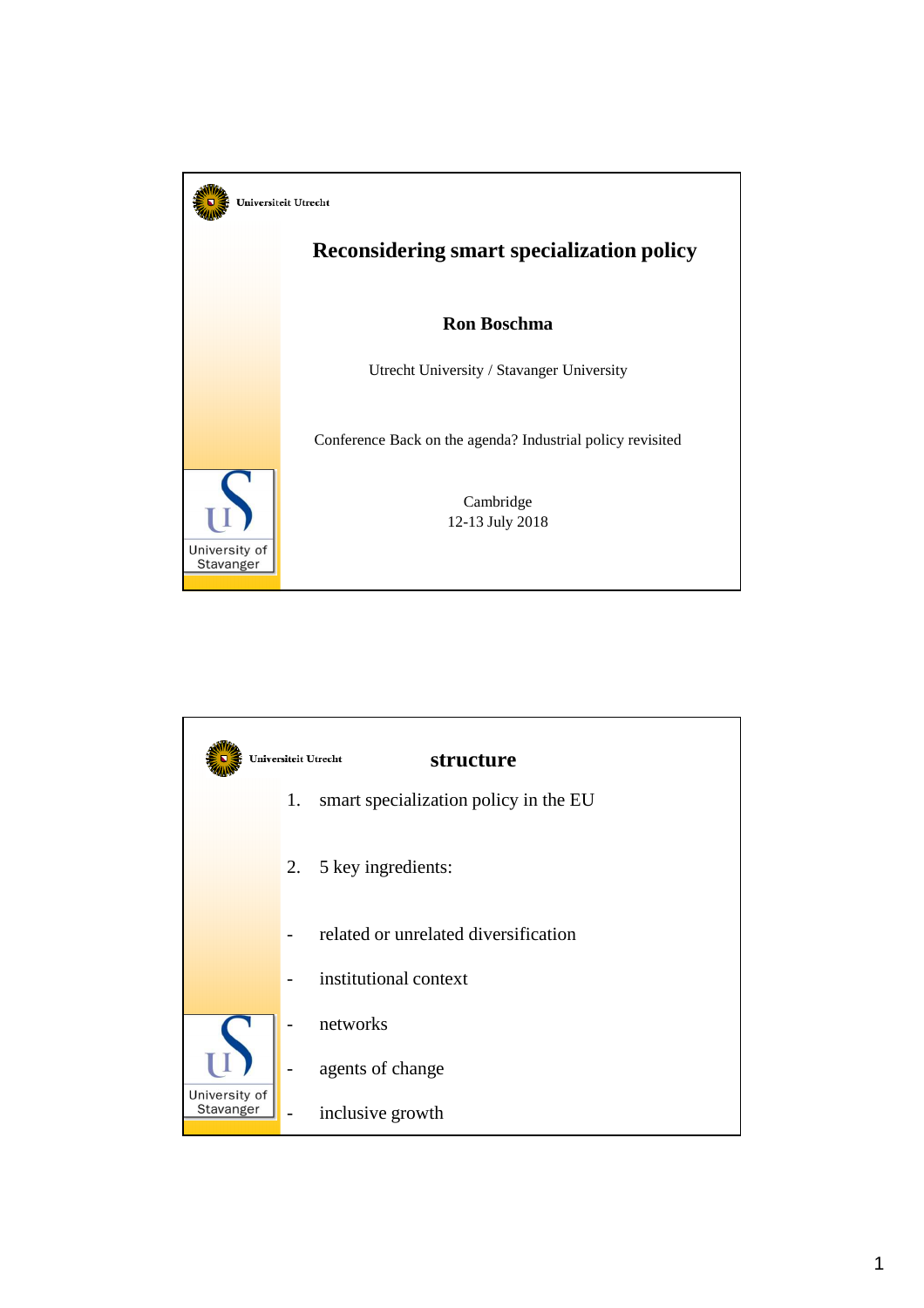Universiteit Utrecht

# Reconsidering smart specialization policy

**Ron Boschma**

Utrecht University / Stavanger University

Conference Back on the agenda? Industrial policy revisited

Cambridge
12-13 July 2018

University of Stavanger

---

Universiteit Utrecht

## structure

1. smart specialization policy in the EU

2. 5 key ingredients:

- related or unrelated diversification
- institutional context
- networks
- agents of change
- inclusive growth

University of Stavanger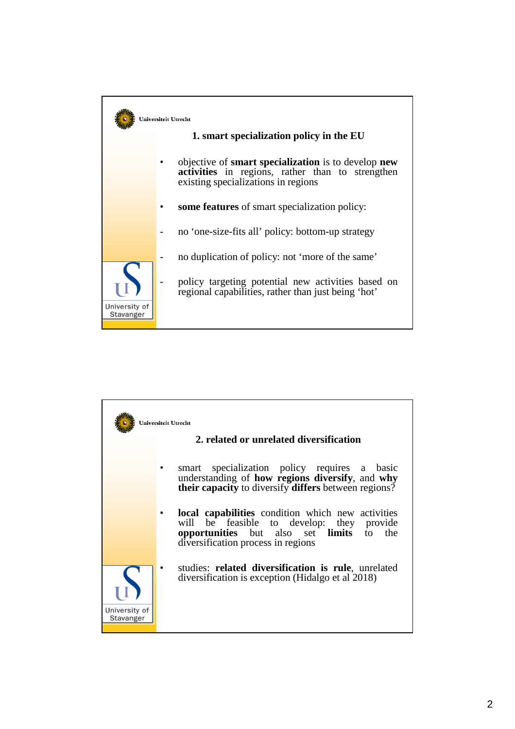## 1. smart specialization policy in the EU

- objective of **smart specialization** is to develop **new activities** in regions, rather than to strengthen existing specializations in regions

- **some features** of smart specialization policy:

- no 'one-size-fits all' policy: bottom-up strategy

- no duplication of policy: not 'more of the same'

- policy targeting potential new activities based on regional capabilities, rather than just being 'hot'

## 2. related or unrelated diversification

- smart specialization policy requires a basic understanding of **how regions diversify**, and **why their capacity** to diversify **differs** between regions?

- **local capabilities** condition which new activities will be feasible to develop: they provide **opportunities** but also set **limits** to the diversification process in regions

- studies: **related diversification is rule**, unrelated diversification is exception (Hidalgo et al 2018)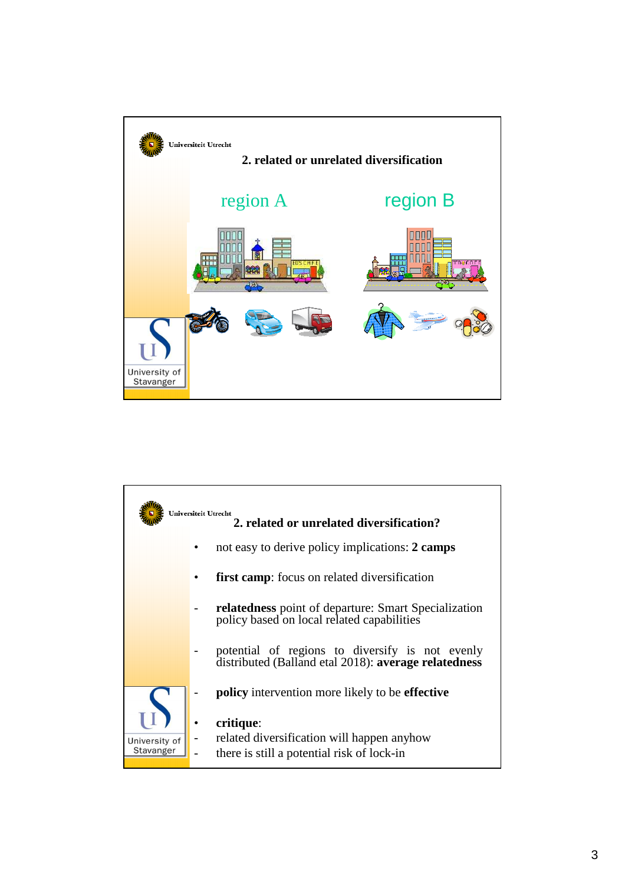## 2. related or unrelated diversification

region A

region B

## 2. related or unrelated diversification?

- not easy to derive policy implications: **2 camps**
- **first camp**: focus on related diversification
  - **relatedness** point of departure: Smart Specialization policy based on local related capabilities
  - potential of regions to diversify is not evenly distributed (Balland etal 2018): **average relatedness**
  - **policy** intervention more likely to be **effective**
- **critique**:
  - related diversification will happen anyhow
  - there is still a potential risk of lock-in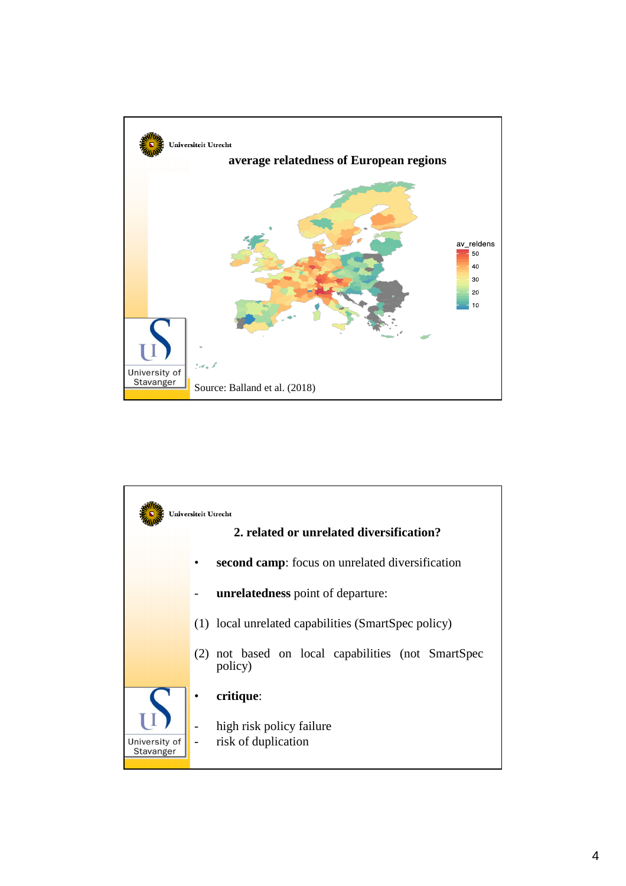Universiteit Utrecht

## average relatedness of European regions

av_reldens
50
40
30
20
10

Source: Balland et al. (2018)

University of Stavanger

---

Universiteit Utrecht

## 2. related or unrelated diversification?

- **second camp**: focus on unrelated diversification

- **unrelatedness** point of departure:

(1) local unrelated capabilities (SmartSpec policy)

(2) not based on local capabilities (not SmartSpec policy)

- **critique**:

- high risk policy failure
- risk of duplication

University of Stavanger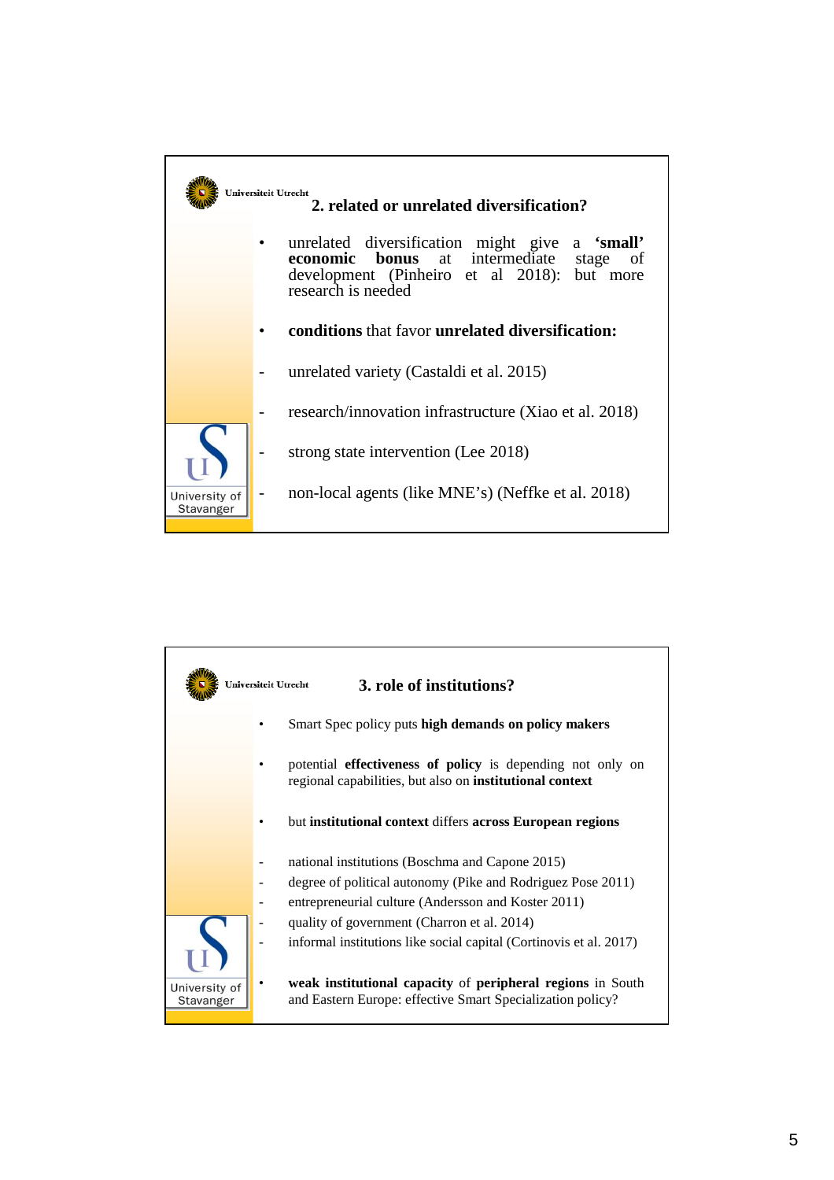## 2. related or unrelated diversification?

- unrelated diversification might give a **'small' economic bonus** at intermediate stage of development (Pinheiro et al 2018): but more research is needed

- **conditions** that favor **unrelated diversification:**

- unrelated variety (Castaldi et al. 2015)
- research/innovation infrastructure (Xiao et al. 2018)
- strong state intervention (Lee 2018)
- non-local agents (like MNE's) (Neffke et al. 2018)

## 3. role of institutions?

- Smart Spec policy puts **high demands on policy makers**

- potential **effectiveness of policy** is depending not only on regional capabilities, but also on **institutional context**

- but **institutional context** differs **across European regions**

- national institutions (Boschma and Capone 2015)
- degree of political autonomy (Pike and Rodriguez Pose 2011)
- entrepreneurial culture (Andersson and Koster 2011)
- quality of government (Charron et al. 2014)
- informal institutions like social capital (Cortinovis et al. 2017)

- **weak institutional capacity** of **peripheral regions** in South and Eastern Europe: effective Smart Specialization policy?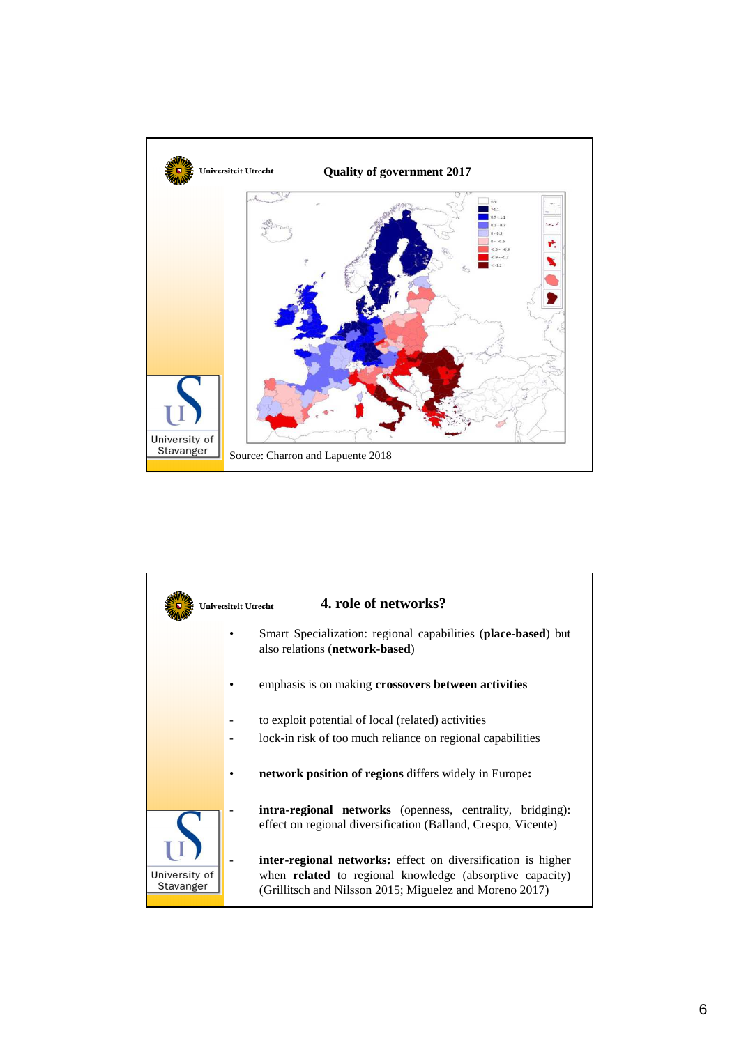## Quality of government 2017

Source: Charron and Lapuente 2018

## 4. role of networks?

- Smart Specialization: regional capabilities (**place-based**) but also relations (**network-based**)
- emphasis is on making **crossovers between activities**
  - to exploit potential of local (related) activities
  - lock-in risk of too much reliance on regional capabilities
- **network position of regions** differs widely in Europe**:**
  - **intra-regional networks** (openness, centrality, bridging): effect on regional diversification (Balland, Crespo, Vicente)
  - **inter-regional networks:** effect on diversification is higher when **related** to regional knowledge (absorptive capacity) (Grillitsch and Nilsson 2015; Miguelez and Moreno 2017)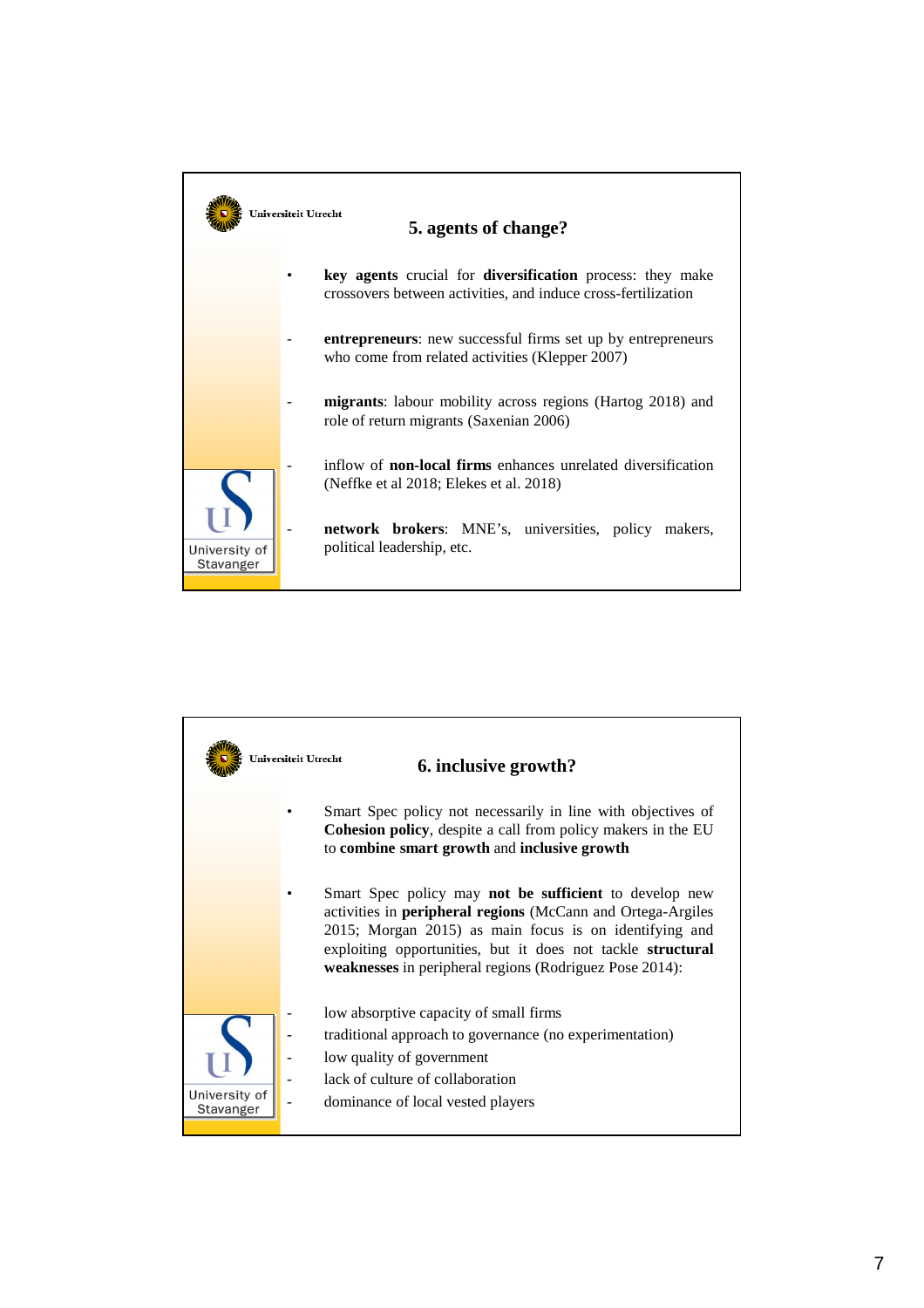## 5. agents of change?

- **key agents** crucial for **diversification** process: they make crossovers between activities, and induce cross-fertilization

  - **entrepreneurs**: new successful firms set up by entrepreneurs who come from related activities (Klepper 2007)

  - **migrants**: labour mobility across regions (Hartog 2018) and role of return migrants (Saxenian 2006)

  - inflow of **non-local firms** enhances unrelated diversification (Neffke et al 2018; Elekes et al. 2018)

  - **network brokers**: MNE's, universities, policy makers, political leadership, etc.

## 6. inclusive growth?

- Smart Spec policy not necessarily in line with objectives of **Cohesion policy**, despite a call from policy makers in the EU to **combine smart growth** and **inclusive growth**

- Smart Spec policy may **not be sufficient** to develop new activities in **peripheral regions** (McCann and Ortega-Argiles 2015; Morgan 2015) as main focus is on identifying and exploiting opportunities, but it does not tackle **structural weaknesses** in peripheral regions (Rodriguez Pose 2014):

  - low absorptive capacity of small firms
  - traditional approach to governance (no experimentation)
  - low quality of government
  - lack of culture of collaboration
  - dominance of local vested players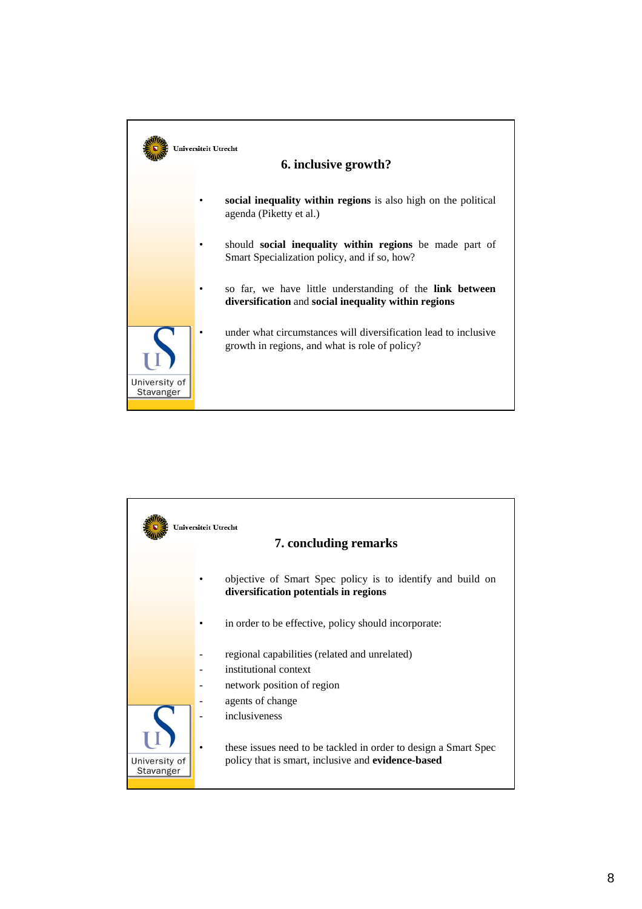Universiteit Utrecht

## 6. inclusive growth?

- **social inequality within regions** is also high on the political agenda (Piketty et al.)
- should **social inequality within regions** be made part of Smart Specialization policy, and if so, how?
- so far, we have little understanding of the **link between diversification** and **social inequality within regions**
- under what circumstances will diversification lead to inclusive growth in regions, and what is role of policy?

University of Stavanger

Universiteit Utrecht

## 7. concluding remarks

- objective of Smart Spec policy is to identify and build on **diversification potentials in regions**
- in order to be effective, policy should incorporate:

- regional capabilities (related and unrelated)
- institutional context
- network position of region
- agents of change
- inclusiveness

- these issues need to be tackled in order to design a Smart Spec policy that is smart, inclusive and **evidence-based**

University of Stavanger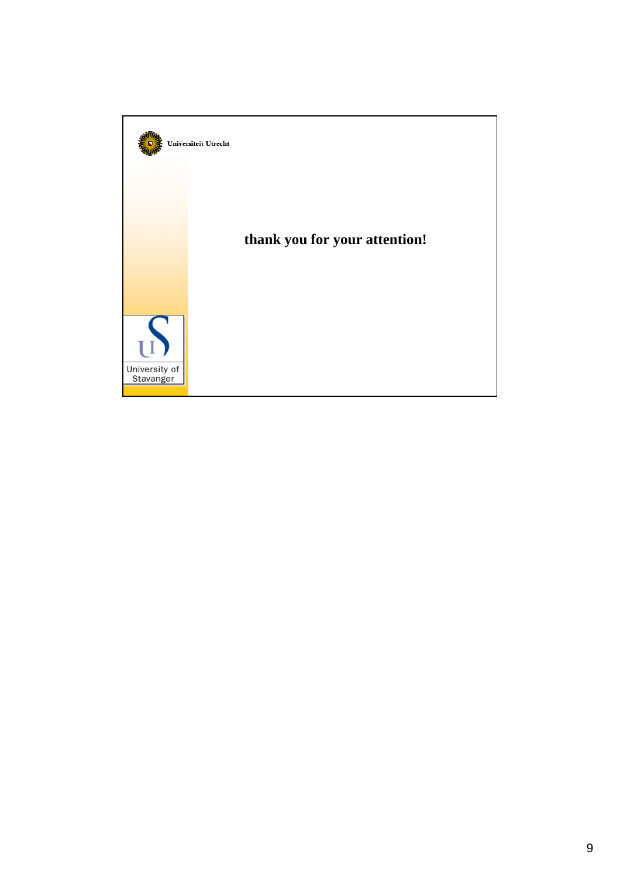Universiteit Utrecht

**thank you for your attention!**

University of Stavanger